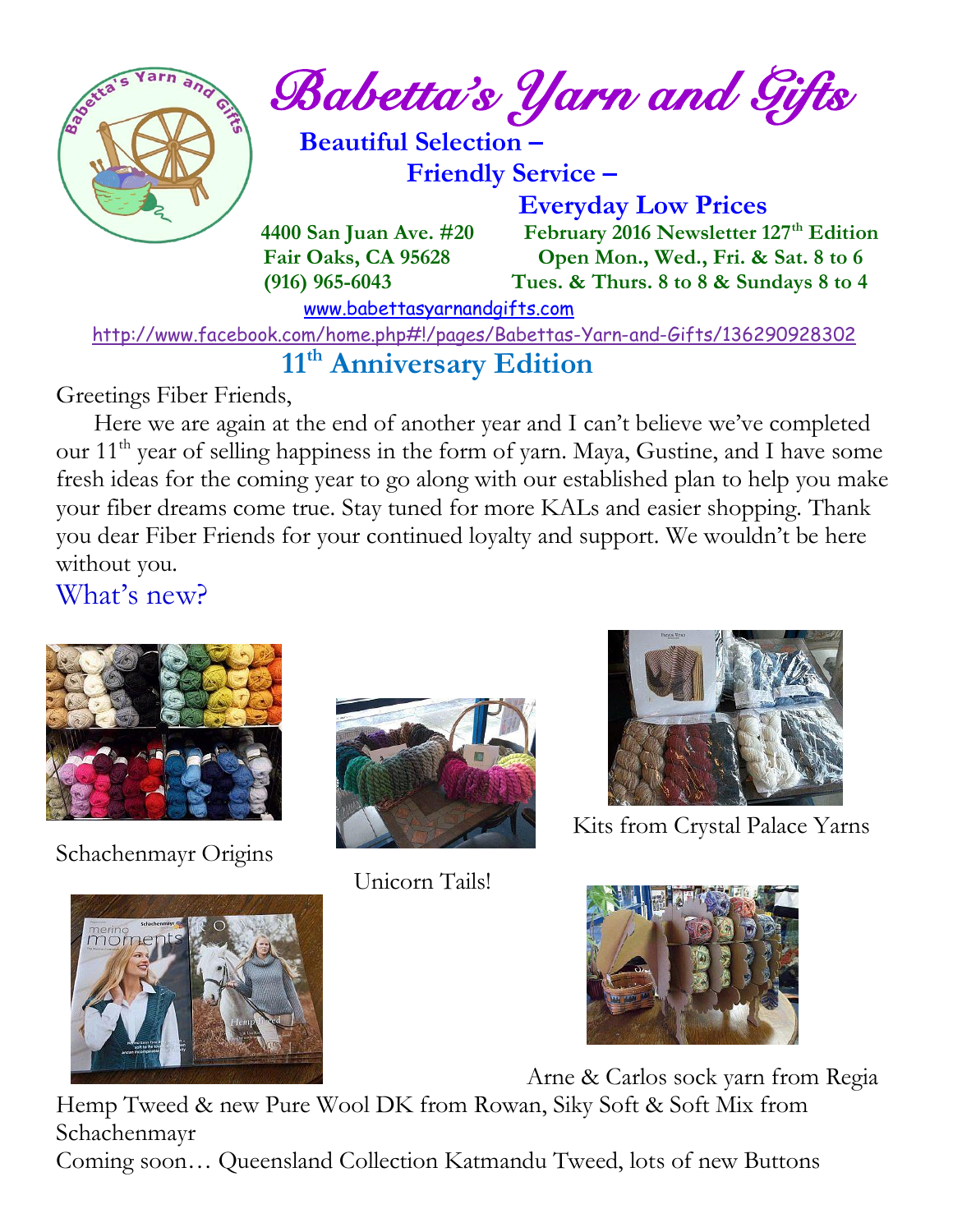# Babetta's Yarn and Gifts

**Beautiful Selection –**
**Friendly Service –**
**Everyday Low Prices**

**4400 San Juan Ave. #20**
**Fair Oaks, CA 95628**
**(916) 965-6043**

**February 2016 Newsletter 127th Edition**
**Open Mon., Wed., Fri. & Sat. 8 to 6**
**Tues. & Thurs. 8 to 8 & Sundays 8 to 4**

www.babettasyarnandgifts.com

http://www.facebook.com/home.php#!/pages/Babettas-Yarn-and-Gifts/136290928302

## 11th Anniversary Edition

Greetings Fiber Friends,

Here we are again at the end of another year and I can't believe we've completed our 11th year of selling happiness in the form of yarn. Maya, Gustine, and I have some fresh ideas for the coming year to go along with our established plan to help you make your fiber dreams come true. Stay tuned for more KALs and easier shopping. Thank you dear Fiber Friends for your continued loyalty and support. We wouldn't be here without you.

## What's new?

Schachenmayr Origins

Unicorn Tails!

Kits from Crystal Palace Yarns

Arne & Carlos sock yarn from Regia

Hemp Tweed & new Pure Wool DK from Rowan, Siky Soft & Soft Mix from Schachenmayr

Coming soon… Queensland Collection Katmandu Tweed, lots of new Buttons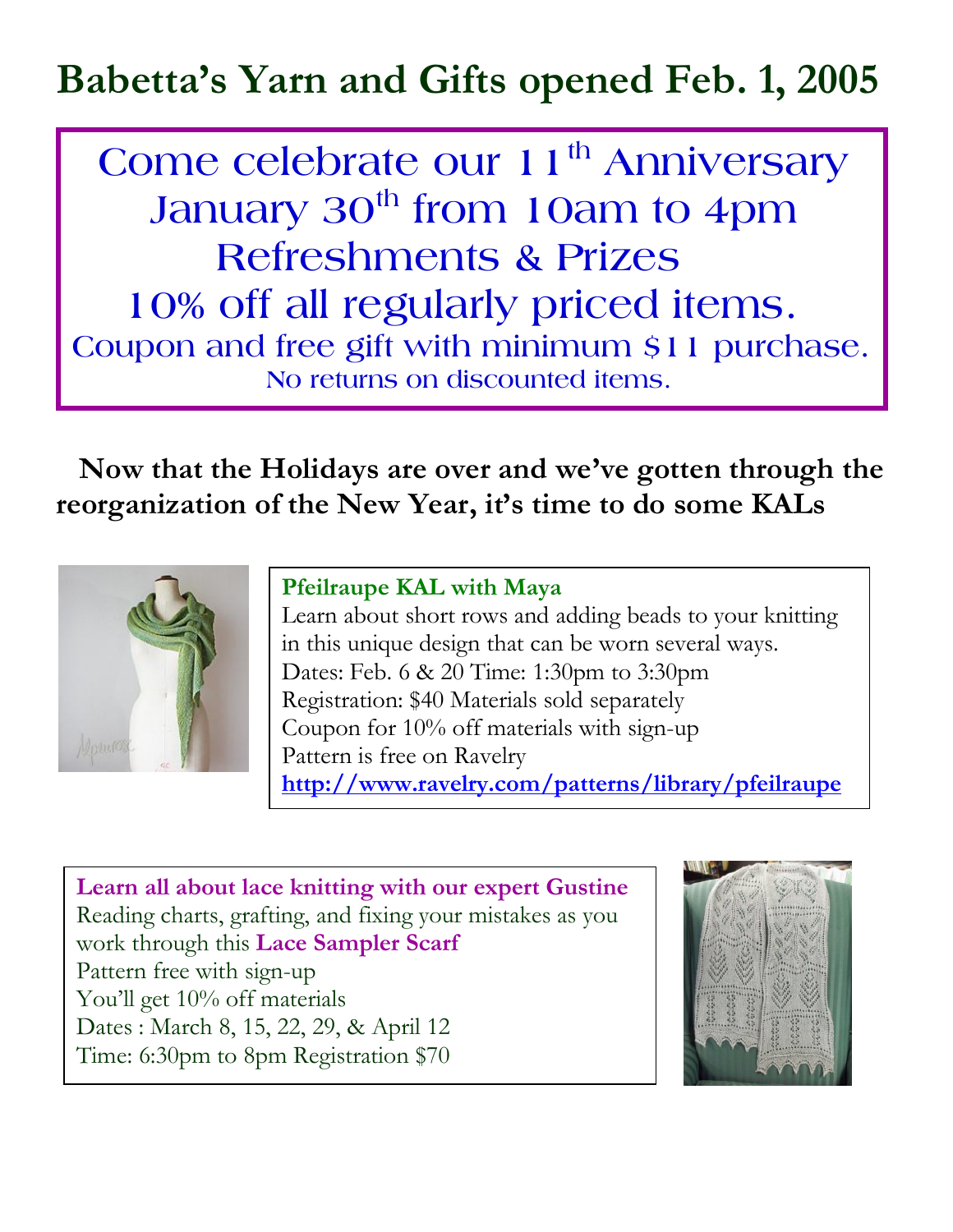# Babetta's Yarn and Gifts opened Feb. 1, 2005

Come celebrate our 11th Anniversary
January 30th from 10am to 4pm
Refreshments & Prizes
10% off all regularly priced items.
Coupon and free gift with minimum $11 purchase.
No returns on discounted items.

**Now that the Holidays are over and we've gotten through the reorganization of the New Year, it's time to do some KALs**

**Pfeilraupe KAL with Maya**
Learn about short rows and adding beads to your knitting in this unique design that can be worn several ways.
Dates: Feb. 6 & 20 Time: 1:30pm to 3:30pm
Registration: $40 Materials sold separately
Coupon for 10% off materials with sign-up
Pattern is free on Ravelry
**http://www.ravelry.com/patterns/library/pfeilraupe**

**Learn all about lace knitting with our expert Gustine**
Reading charts, grafting, and fixing your mistakes as you work through this **Lace Sampler Scarf**
Pattern free with sign-up
You'll get 10% off materials
Dates : March 8, 15, 22, 29, & April 12
Time: 6:30pm to 8pm Registration $70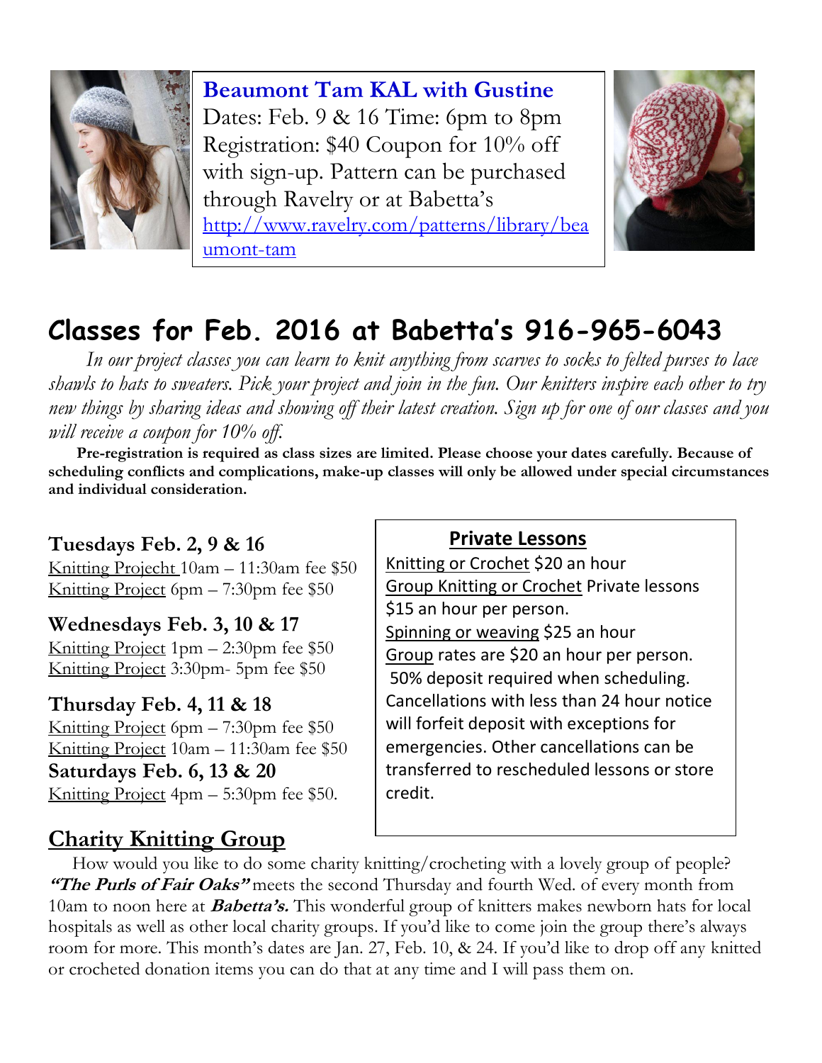**Beaumont Tam KAL with Gustine**

Dates: Feb. 9 & 16 Time: 6pm to 8pm
Registration: $40 Coupon for 10% off with sign-up. Pattern can be purchased through Ravelry or at Babetta's
http://www.ravelry.com/patterns/library/beaumont-tam

# Classes for Feb. 2016 at Babetta's 916-965-6043

*In our project classes you can learn to knit anything from scarves to socks to felted purses to lace shawls to hats to sweaters. Pick your project and join in the fun. Our knitters inspire each other to try new things by sharing ideas and showing off their latest creation. Sign up for one of our classes and you will receive a coupon for 10% off.*

**Pre-registration is required as class sizes are limited. Please choose your dates carefully. Because of scheduling conflicts and complications, make-up classes will only be allowed under special circumstances and individual consideration.**

**Tuesdays Feb. 2, 9 & 16**
Knitting Projecht 10am – 11:30am fee $50
Knitting Project 6pm – 7:30pm fee $50

**Wednesdays Feb. 3, 10 & 17**
Knitting Project 1pm – 2:30pm fee $50
Knitting Project 3:30pm- 5pm fee $50

**Thursday Feb. 4, 11 & 18**
Knitting Project 6pm – 7:30pm fee $50
Knitting Project 10am – 11:30am fee $50

**Saturdays Feb. 6, 13 & 20**
Knitting Project 4pm – 5:30pm fee $50.

## Private Lessons

Knitting or Crochet $20 an hour
Group Knitting or Crochet Private lessons $15 an hour per person.
Spinning or weaving $25 an hour
Group rates are $20 an hour per person.
50% deposit required when scheduling. Cancellations with less than 24 hour notice will forfeit deposit with exceptions for emergencies. Other cancellations can be transferred to rescheduled lessons or store credit.

## Charity Knitting Group

How would you like to do some charity knitting/crocheting with a lovely group of people? ***"The Purls of Fair Oaks"*** meets the second Thursday and fourth Wed. of every month from 10am to noon here at ***Babetta's.*** This wonderful group of knitters makes newborn hats for local hospitals as well as other local charity groups. If you'd like to come join the group there's always room for more. This month's dates are Jan. 27, Feb. 10, & 24. If you'd like to drop off any knitted or crocheted donation items you can do that at any time and I will pass them on.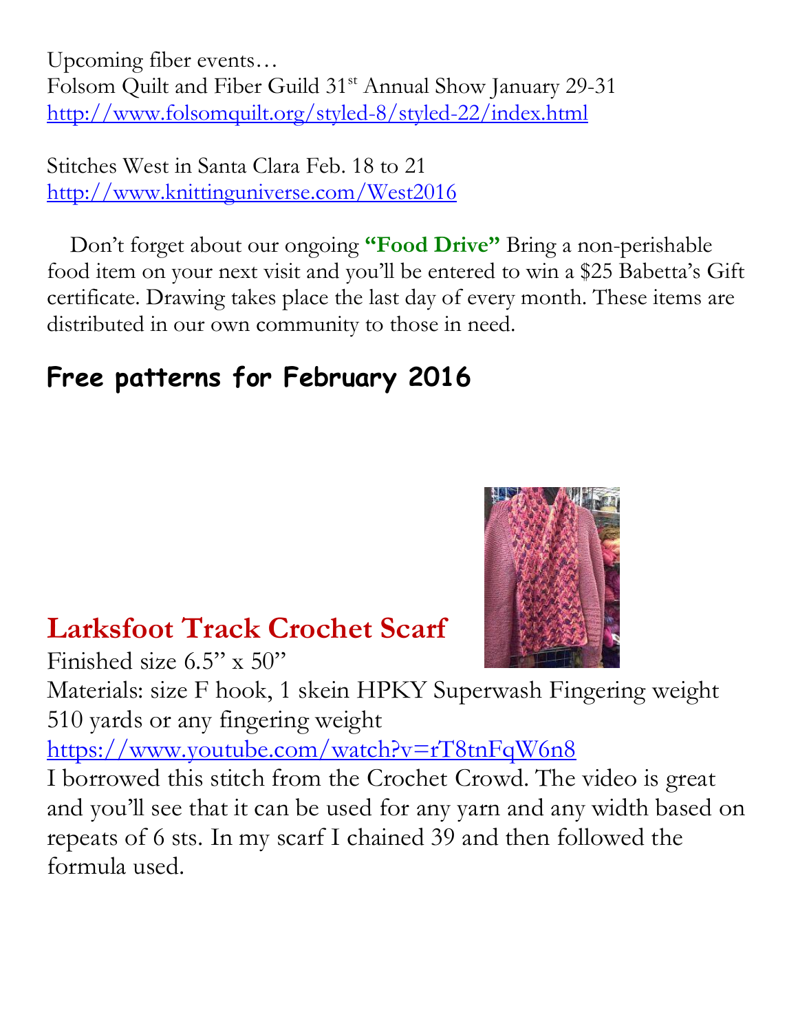Upcoming fiber events…
Folsom Quilt and Fiber Guild 31st Annual Show January 29-31
http://www.folsomquilt.org/styled-8/styled-22/index.html

Stitches West in Santa Clara Feb. 18 to 21
http://www.knittinguniverse.com/West2016

Don't forget about our ongoing **"Food Drive"** Bring a non-perishable food item on your next visit and you'll be entered to win a $25 Babetta's Gift certificate. Drawing takes place the last day of every month. These items are distributed in our own community to those in need.

## Free patterns for February 2016

## Larksfoot Track Crochet Scarf

Finished size 6.5" x 50"
Materials: size F hook, 1 skein HPKY Superwash Fingering weight 510 yards or any fingering weight
https://www.youtube.com/watch?v=rT8tnFqW6n8
I borrowed this stitch from the Crochet Crowd. The video is great and you'll see that it can be used for any yarn and any width based on repeats of 6 sts. In my scarf I chained 39 and then followed the formula used.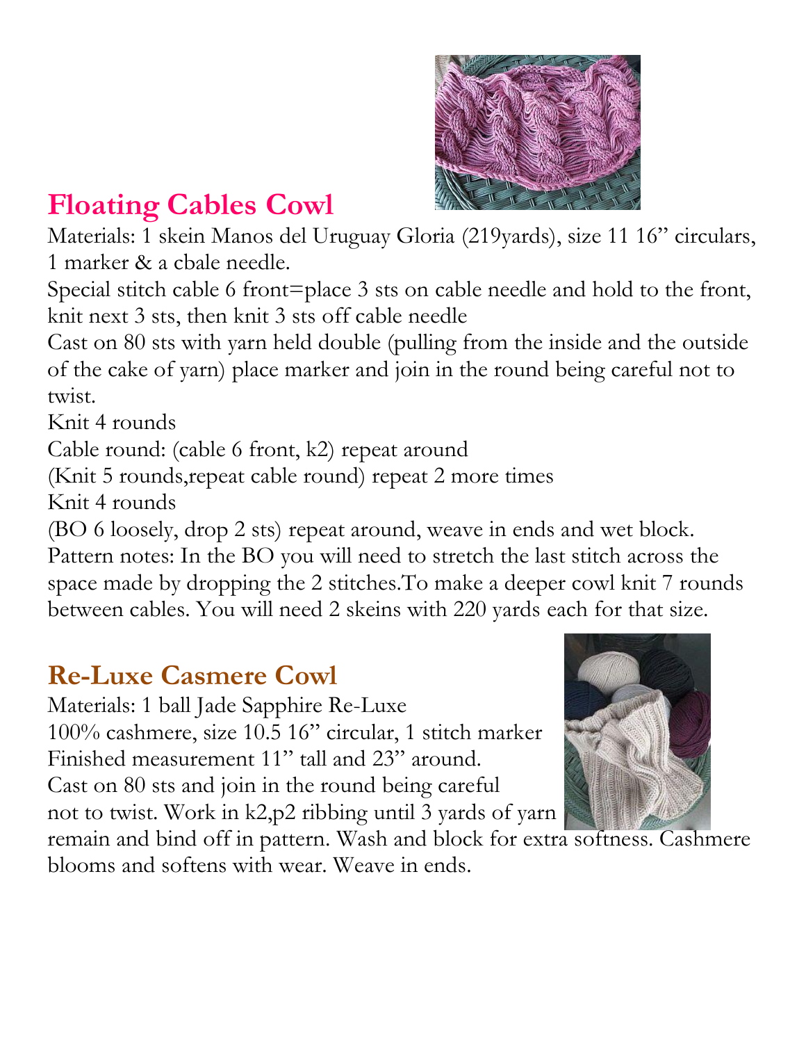## Floating Cables Cowl

Materials: 1 skein Manos del Uruguay Gloria (219yards), size 11 16" circulars, 1 marker & a cbale needle.

Special stitch cable 6 front=place 3 sts on cable needle and hold to the front, knit next 3 sts, then knit 3 sts off cable needle

Cast on 80 sts with yarn held double (pulling from the inside and the outside of the cake of yarn) place marker and join in the round being careful not to twist.

Knit 4 rounds

Cable round: (cable 6 front, k2) repeat around

(Knit 5 rounds,repeat cable round) repeat 2 more times

Knit 4 rounds

(BO 6 loosely, drop 2 sts) repeat around, weave in ends and wet block.

Pattern notes: In the BO you will need to stretch the last stitch across the space made by dropping the 2 stitches.To make a deeper cowl knit 7 rounds between cables. You will need 2 skeins with 220 yards each for that size.

## Re-Luxe Casmere Cowl

Materials: 1 ball Jade Sapphire Re-Luxe 100% cashmere, size 10.5 16" circular, 1 stitch marker

Finished measurement 11" tall and 23" around.

Cast on 80 sts and join in the round being careful not to twist. Work in k2,p2 ribbing until 3 yards of yarn remain and bind off in pattern. Wash and block for extra softness. Cashmere blooms and softens with wear. Weave in ends.